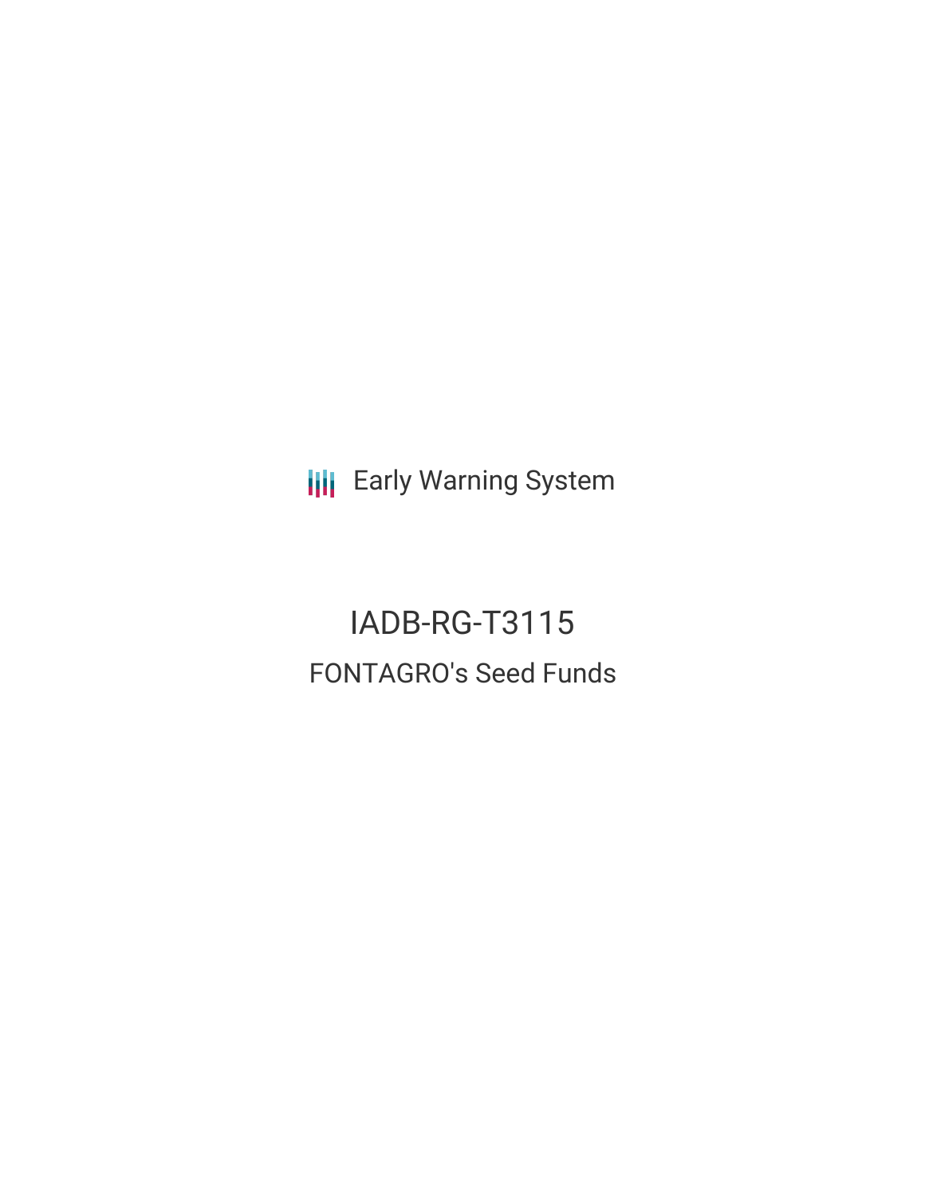Early Warning System

# IADB-RG-T3115

## FONTAGRO's Seed Funds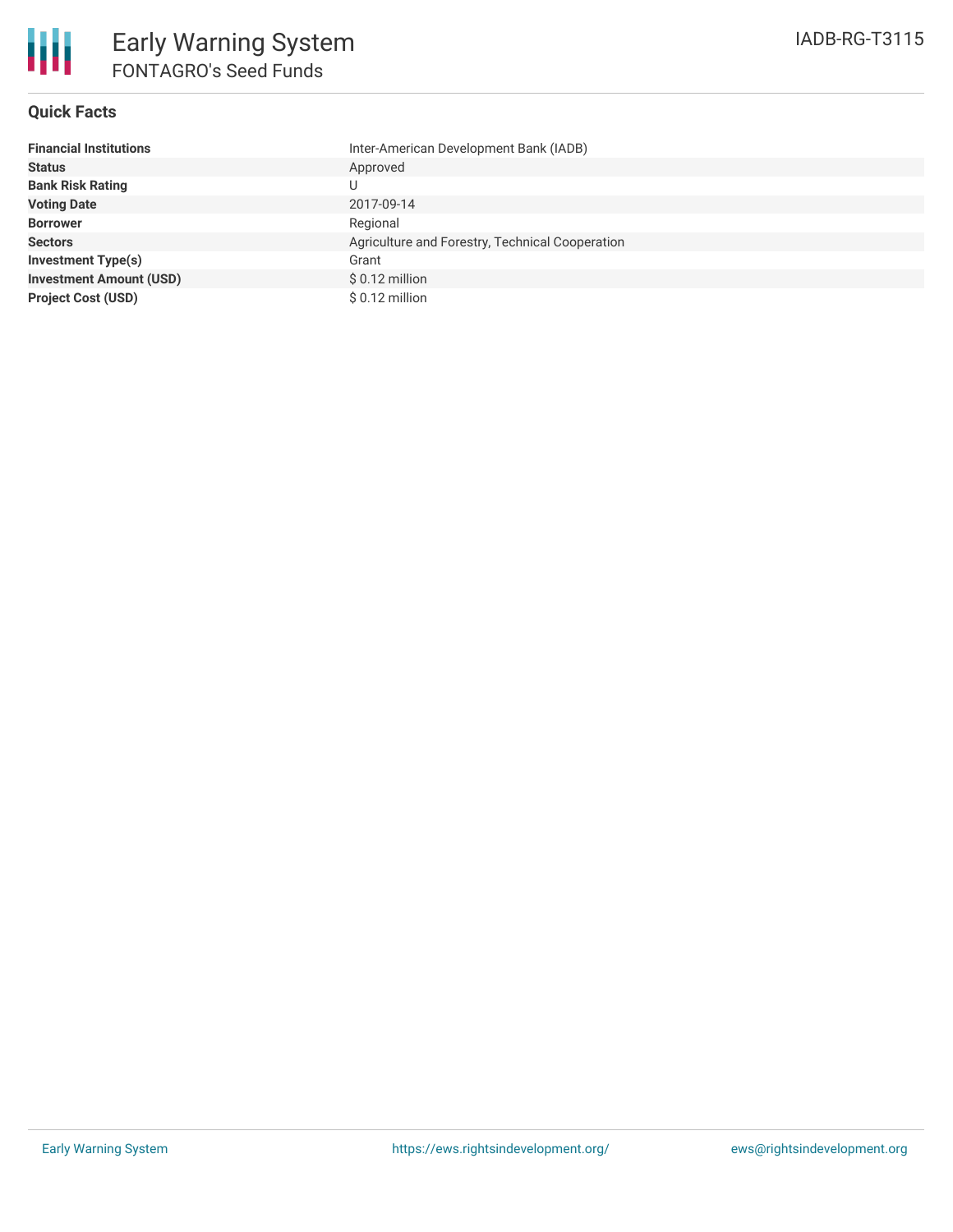# Early Warning System

## FONTAGRO's Seed Funds

IADB-RG-T3115

### Quick Facts

| | |
|---|---|
| **Financial Institutions** | Inter-American Development Bank (IADB) |
| **Status** | Approved |
| **Bank Risk Rating** | U |
| **Voting Date** | 2017-09-14 |
| **Borrower** | Regional |
| **Sectors** | Agriculture and Forestry, Technical Cooperation |
| **Investment Type(s)** | Grant |
| **Investment Amount (USD)** | $ 0.12 million |
| **Project Cost (USD)** | $ 0.12 million |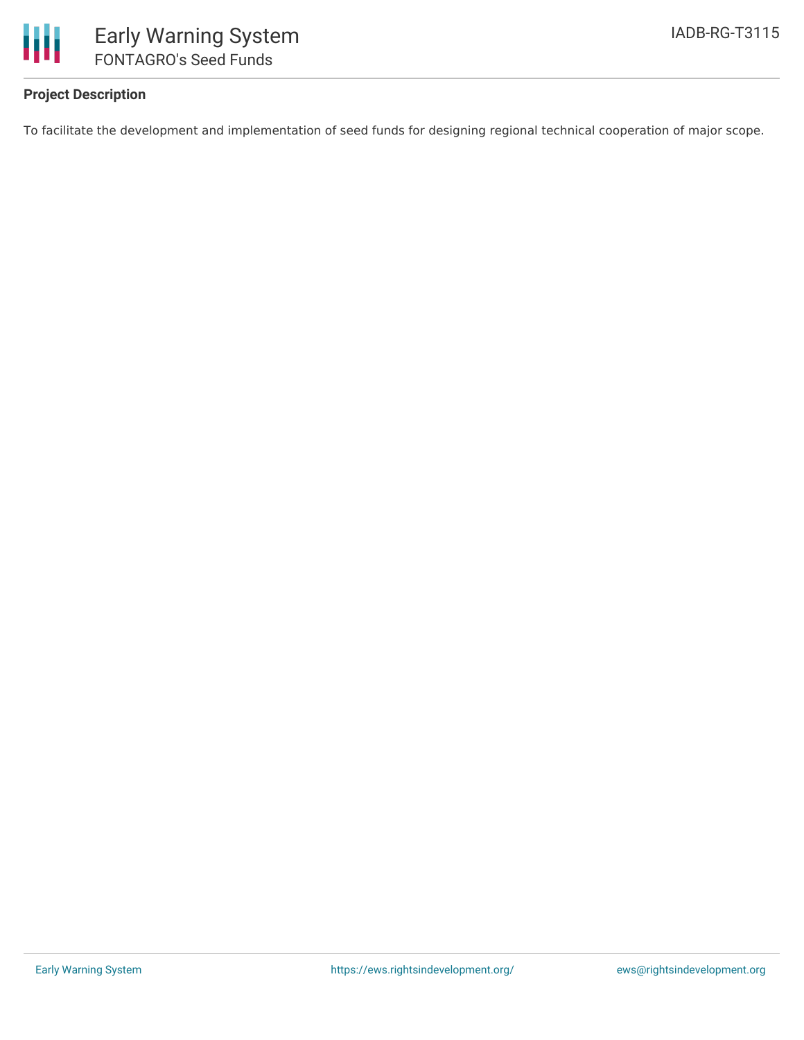**Project Description**

To facilitate the development and implementation of seed funds for designing regional technical cooperation of major scope.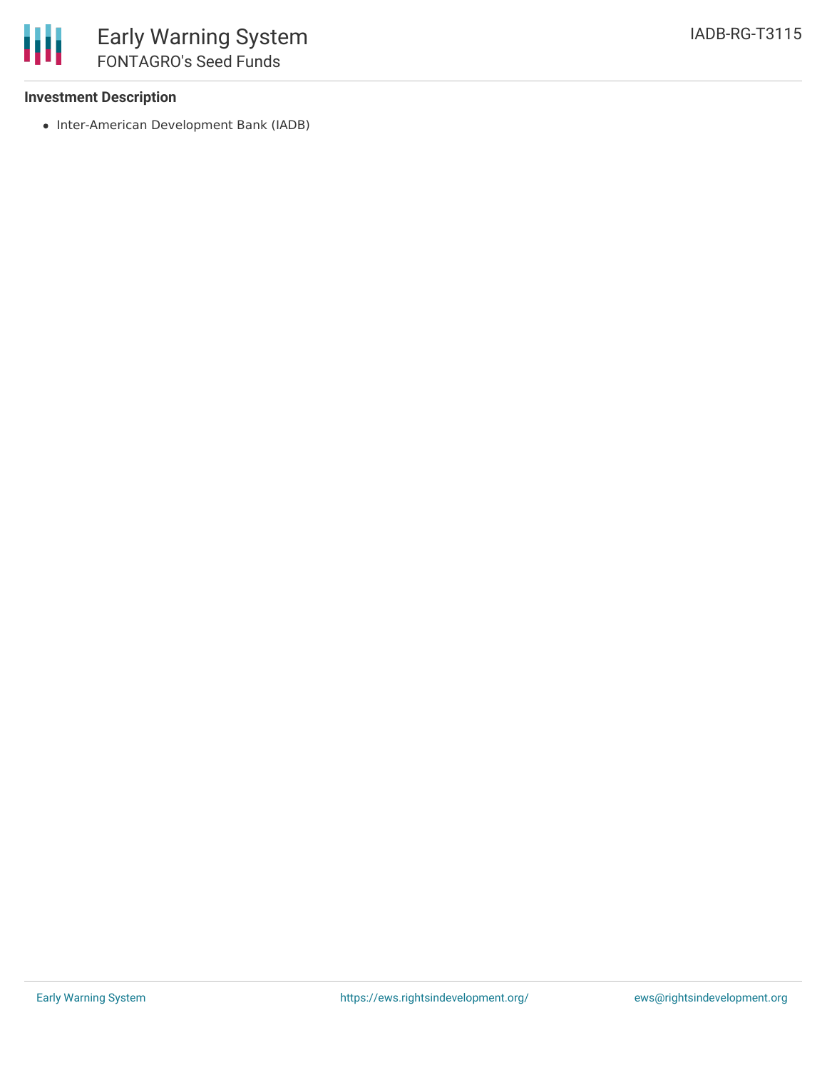**Investment Description**

- Inter-American Development Bank (IADB)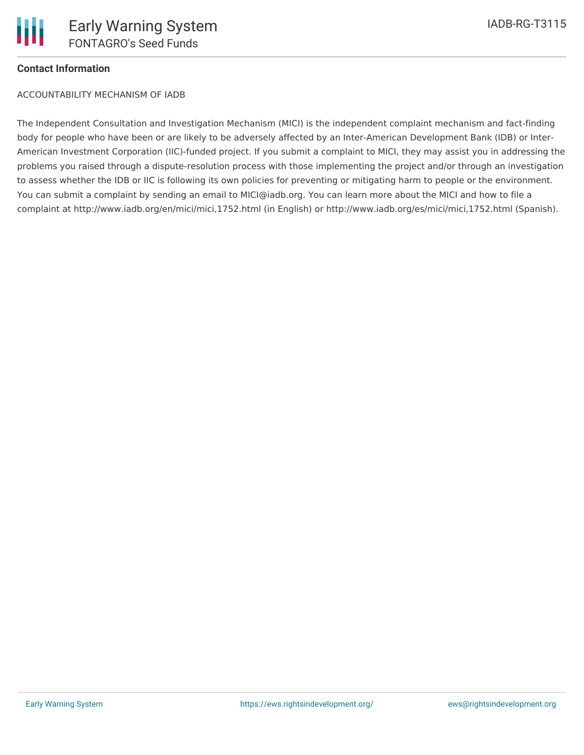**Contact Information**

ACCOUNTABILITY MECHANISM OF IADB

The Independent Consultation and Investigation Mechanism (MICI) is the independent complaint mechanism and fact-finding body for people who have been or are likely to be adversely affected by an Inter-American Development Bank (IDB) or Inter-American Investment Corporation (IIC)-funded project. If you submit a complaint to MICI, they may assist you in addressing the problems you raised through a dispute-resolution process with those implementing the project and/or through an investigation to assess whether the IDB or IIC is following its own policies for preventing or mitigating harm to people or the environment. You can submit a complaint by sending an email to MICI@iadb.org. You can learn more about the MICI and how to file a complaint at http://www.iadb.org/en/mici/mici,1752.html (in English) or http://www.iadb.org/es/mici/mici,1752.html (Spanish).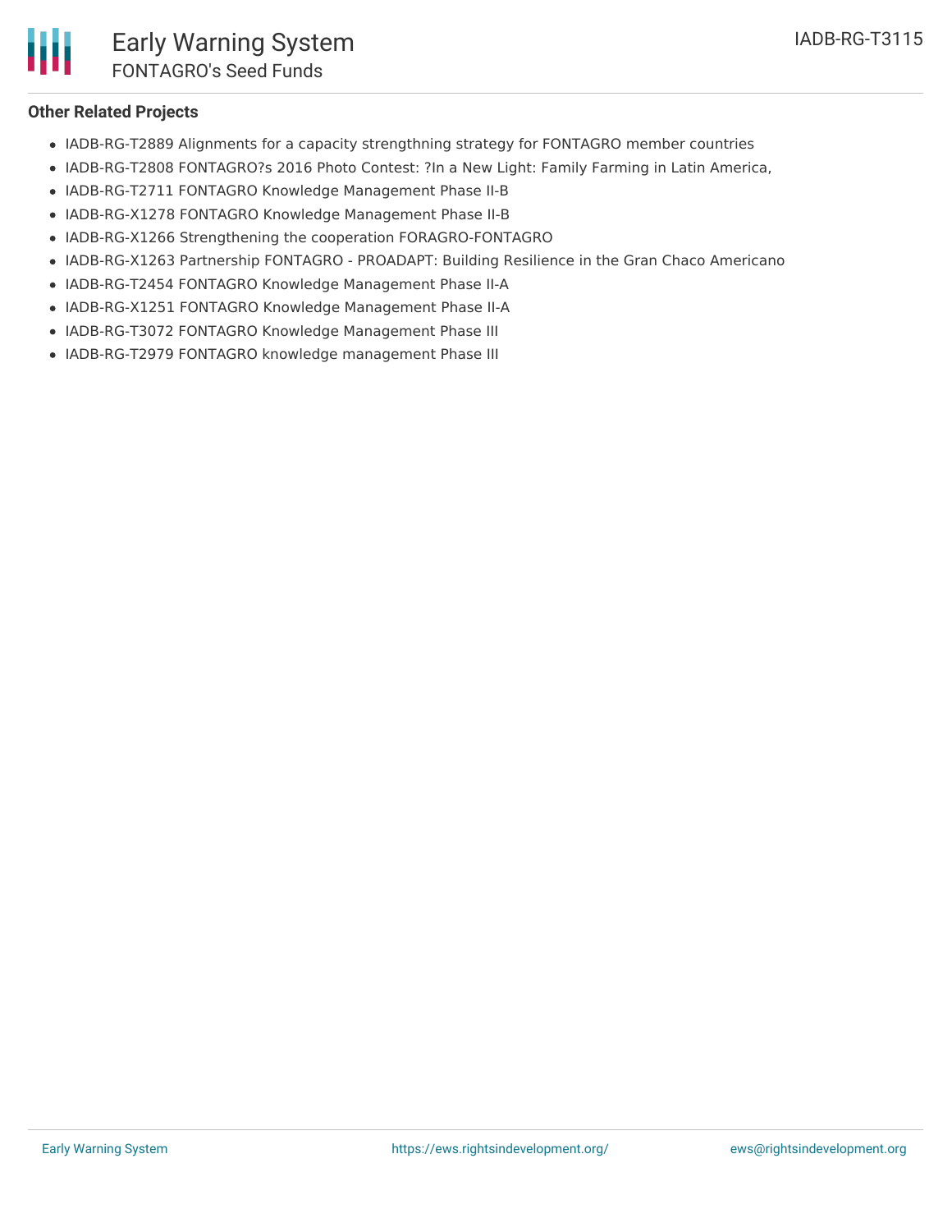**Other Related Projects**

- IADB-RG-T2889 Alignments for a capacity strengthning strategy for FONTAGRO member countries
- IADB-RG-T2808 FONTAGRO?s 2016 Photo Contest: ?In a New Light: Family Farming in Latin America,
- IADB-RG-T2711 FONTAGRO Knowledge Management Phase II-B
- IADB-RG-X1278 FONTAGRO Knowledge Management Phase II-B
- IADB-RG-X1266 Strengthening the cooperation FORAGRO-FONTAGRO
- IADB-RG-X1263 Partnership FONTAGRO - PROADAPT: Building Resilience in the Gran Chaco Americano
- IADB-RG-T2454 FONTAGRO Knowledge Management Phase II-A
- IADB-RG-X1251 FONTAGRO Knowledge Management Phase II-A
- IADB-RG-T3072 FONTAGRO Knowledge Management Phase III
- IADB-RG-T2979 FONTAGRO knowledge management Phase III